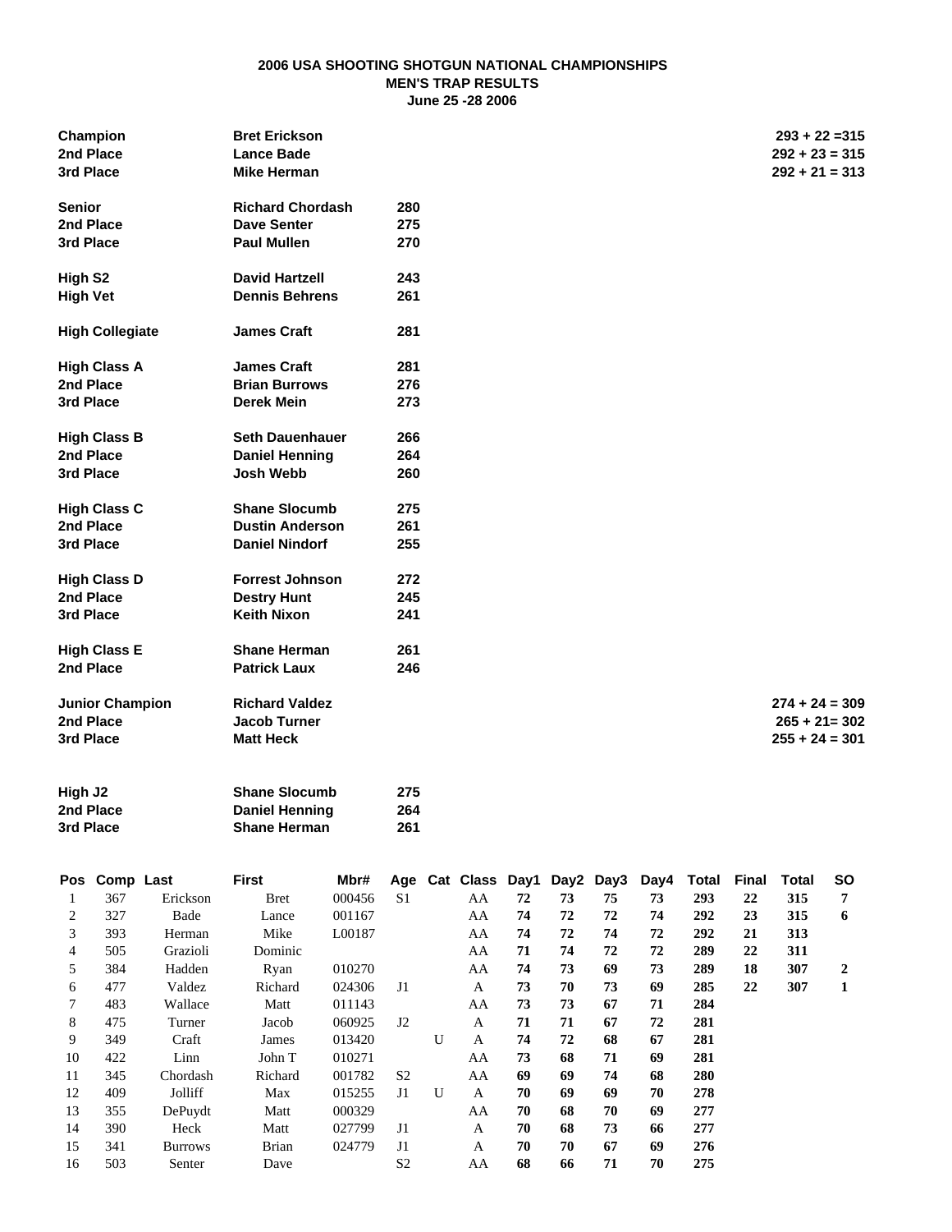# 2006 USA SHOOTING SHOTGUN NATIONAL CHAMPIONSHIPS
## MEN'S TRAP RESULTS
### June 25 -28 2006

| | | | |
|---|---|---|---|
| **Champion** | **Bret Erickson** | | **293 + 22 =315** |
| **2nd Place** | **Lance Bade** | | **292 + 23 = 315** |
| **3rd Place** | **Mike Herman** | | **292 + 21 = 313** |
| | | | |
| **Senior** | **Richard Chordash** | **280** | |
| **2nd Place** | **Dave Senter** | **275** | |
| **3rd Place** | **Paul Mullen** | **270** | |
| | | | |
| **High S2** | **David Hartzell** | **243** | |
| **High Vet** | **Dennis Behrens** | **261** | |
| | | | |
| **High Collegiate** | **James Craft** | **281** | |
| | | | |
| **High Class A** | **James Craft** | **281** | |
| **2nd Place** | **Brian Burrows** | **276** | |
| **3rd Place** | **Derek Mein** | **273** | |
| | | | |
| **High Class B** | **Seth Dauenhauer** | **266** | |
| **2nd Place** | **Daniel Henning** | **264** | |
| **3rd Place** | **Josh Webb** | **260** | |
| | | | |
| **High Class C** | **Shane Slocumb** | **275** | |
| **2nd Place** | **Dustin Anderson** | **261** | |
| **3rd Place** | **Daniel Nindorf** | **255** | |
| | | | |
| **High Class D** | **Forrest Johnson** | **272** | |
| **2nd Place** | **Destry Hunt** | **245** | |
| **3rd Place** | **Keith Nixon** | **241** | |
| | | | |
| **High Class E** | **Shane Herman** | **261** | |
| **2nd Place** | **Patrick Laux** | **246** | |
| | | | |
| **Junior Champion** | **Richard Valdez** | | **274 + 24 = 309** |
| **2nd Place** | **Jacob Turner** | | **265 + 21= 302** |
| **3rd Place** | **Matt Heck** | | **255 + 24 = 301** |
| | | | |
| **High J2** | **Shane Slocumb** | **275** | |
| **2nd Place** | **Daniel Henning** | **264** | |
| **3rd Place** | **Shane Herman** | **261** | |

| Pos | Comp | Last | First | Mbr# | Age | Cat | Class | Day1 | Day2 | Day3 | Day4 | Total | Final | Total | SO |
|---|---|---|---|---|---|---|---|---|---|---|---|---|---|---|---|
| 1 | 367 | Erickson | Bret | 000456 | S1 | | AA | **72** | **73** | **75** | **73** | **293** | **22** | **315** | **7** |
| 2 | 327 | Bade | Lance | 001167 | | | AA | **74** | **72** | **72** | **74** | **292** | **23** | **315** | **6** |
| 3 | 393 | Herman | Mike | L00187 | | | AA | **74** | **72** | **74** | **72** | **292** | **21** | **313** | |
| 4 | 505 | Grazioli | Dominic | | | | AA | **71** | **74** | **72** | **72** | **289** | **22** | **311** | |
| 5 | 384 | Hadden | Ryan | 010270 | | | AA | **74** | **73** | **69** | **73** | **289** | **18** | **307** | **2** |
| 6 | 477 | Valdez | Richard | 024306 | J1 | | A | **73** | **70** | **73** | **69** | **285** | **22** | **307** | **1** |
| 7 | 483 | Wallace | Matt | 011143 | | | AA | **73** | **73** | **67** | **71** | **284** | | | |
| 8 | 475 | Turner | Jacob | 060925 | J2 | | A | **71** | **71** | **67** | **72** | **281** | | | |
| 9 | 349 | Craft | James | 013420 | | U | A | **74** | **72** | **68** | **67** | **281** | | | |
| 10 | 422 | Linn | John T | 010271 | | | AA | **73** | **68** | **71** | **69** | **281** | | | |
| 11 | 345 | Chordash | Richard | 001782 | S2 | | AA | **69** | **69** | **74** | **68** | **280** | | | |
| 12 | 409 | Jolliff | Max | 015255 | J1 | U | A | **70** | **69** | **69** | **70** | **278** | | | |
| 13 | 355 | DePuydt | Matt | 000329 | | | AA | **70** | **68** | **70** | **69** | **277** | | | |
| 14 | 390 | Heck | Matt | 027799 | J1 | | A | **70** | **68** | **73** | **66** | **277** | | | |
| 15 | 341 | Burrows | Brian | 024779 | J1 | | A | **70** | **70** | **67** | **69** | **276** | | | |
| 16 | 503 | Senter | Dave | | S2 | | AA | **68** | **66** | **71** | **70** | **275** | | | |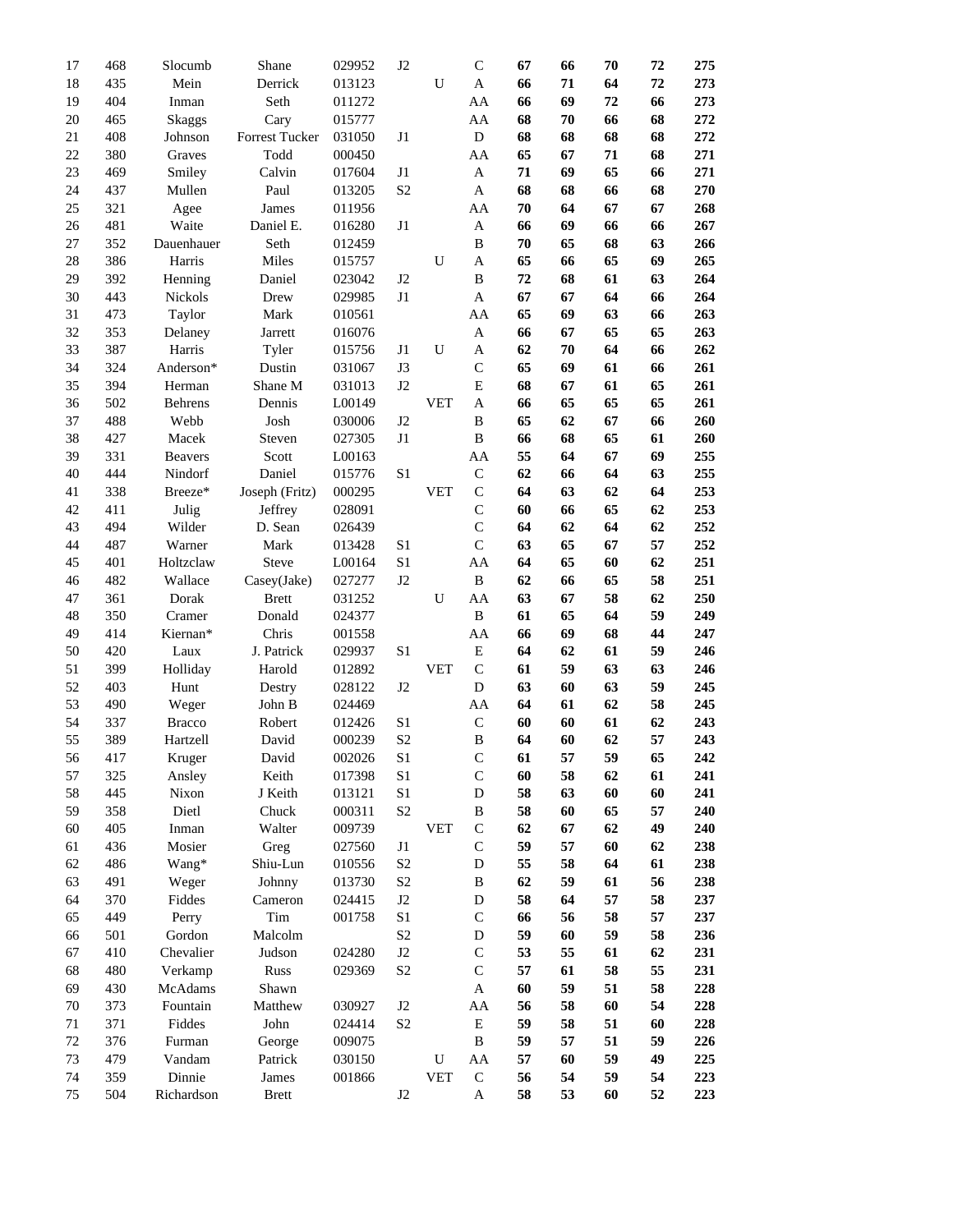| | | | | | | | | | | | | |
|---|---|---|---|---|---|---|---|---|---|---|---|---|
| 17 | 468 | Slocumb | Shane | 029952 | J2 | | C | **67** | **66** | **70** | **72** | **275** |
| 18 | 435 | Mein | Derrick | 013123 | | U | A | **66** | **71** | **64** | **72** | **273** |
| 19 | 404 | Inman | Seth | 011272 | | | AA | **66** | **69** | **72** | **66** | **273** |
| 20 | 465 | Skaggs | Cary | 015777 | | | AA | **68** | **70** | **66** | **68** | **272** |
| 21 | 408 | Johnson | Forrest Tucker | 031050 | J1 | | D | **68** | **68** | **68** | **68** | **272** |
| 22 | 380 | Graves | Todd | 000450 | | | AA | **65** | **67** | **71** | **68** | **271** |
| 23 | 469 | Smiley | Calvin | 017604 | J1 | | A | **71** | **69** | **65** | **66** | **271** |
| 24 | 437 | Mullen | Paul | 013205 | S2 | | A | **68** | **68** | **66** | **68** | **270** |
| 25 | 321 | Agee | James | 011956 | | | AA | **70** | **64** | **67** | **67** | **268** |
| 26 | 481 | Waite | Daniel E. | 016280 | J1 | | A | **66** | **69** | **66** | **66** | **267** |
| 27 | 352 | Dauenhauer | Seth | 012459 | | | B | **70** | **65** | **68** | **63** | **266** |
| 28 | 386 | Harris | Miles | 015757 | | U | A | **65** | **66** | **65** | **69** | **265** |
| 29 | 392 | Henning | Daniel | 023042 | J2 | | B | **72** | **68** | **61** | **63** | **264** |
| 30 | 443 | Nickols | Drew | 029985 | J1 | | A | **67** | **67** | **64** | **66** | **264** |
| 31 | 473 | Taylor | Mark | 010561 | | | AA | **65** | **69** | **63** | **66** | **263** |
| 32 | 353 | Delaney | Jarrett | 016076 | | | A | **66** | **67** | **65** | **65** | **263** |
| 33 | 387 | Harris | Tyler | 015756 | J1 | U | A | **62** | **70** | **64** | **66** | **262** |
| 34 | 324 | Anderson* | Dustin | 031067 | J3 | | C | **65** | **69** | **61** | **66** | **261** |
| 35 | 394 | Herman | Shane M | 031013 | J2 | | E | **68** | **67** | **61** | **65** | **261** |
| 36 | 502 | Behrens | Dennis | L00149 | | VET | A | **66** | **65** | **65** | **65** | **261** |
| 37 | 488 | Webb | Josh | 030006 | J2 | | B | **65** | **62** | **67** | **66** | **260** |
| 38 | 427 | Macek | Steven | 027305 | J1 | | B | **66** | **68** | **65** | **61** | **260** |
| 39 | 331 | Beavers | Scott | L00163 | | | AA | **55** | **64** | **67** | **69** | **255** |
| 40 | 444 | Nindorf | Daniel | 015776 | S1 | | C | **62** | **66** | **64** | **63** | **255** |
| 41 | 338 | Breeze* | Joseph (Fritz) | 000295 | | VET | C | **64** | **63** | **62** | **64** | **253** |
| 42 | 411 | Julig | Jeffrey | 028091 | | | C | **60** | **66** | **65** | **62** | **253** |
| 43 | 494 | Wilder | D. Sean | 026439 | | | C | **64** | **62** | **64** | **62** | **252** |
| 44 | 487 | Warner | Mark | 013428 | S1 | | C | **63** | **65** | **67** | **57** | **252** |
| 45 | 401 | Holtzclaw | Steve | L00164 | S1 | | AA | **64** | **65** | **60** | **62** | **251** |
| 46 | 482 | Wallace | Casey(Jake) | 027277 | J2 | | B | **62** | **66** | **65** | **58** | **251** |
| 47 | 361 | Dorak | Brett | 031252 | | U | AA | **63** | **67** | **58** | **62** | **250** |
| 48 | 350 | Cramer | Donald | 024377 | | | B | **61** | **65** | **64** | **59** | **249** |
| 49 | 414 | Kiernan* | Chris | 001558 | | | AA | **66** | **69** | **68** | **44** | **247** |
| 50 | 420 | Laux | J. Patrick | 029937 | S1 | | E | **64** | **62** | **61** | **59** | **246** |
| 51 | 399 | Holliday | Harold | 012892 | | VET | C | **61** | **59** | **63** | **63** | **246** |
| 52 | 403 | Hunt | Destry | 028122 | J2 | | D | **63** | **60** | **63** | **59** | **245** |
| 53 | 490 | Weger | John B | 024469 | | | AA | **64** | **61** | **62** | **58** | **245** |
| 54 | 337 | Bracco | Robert | 012426 | S1 | | C | **60** | **60** | **61** | **62** | **243** |
| 55 | 389 | Hartzell | David | 000239 | S2 | | B | **64** | **60** | **62** | **57** | **243** |
| 56 | 417 | Kruger | David | 002026 | S1 | | C | **61** | **57** | **59** | **65** | **242** |
| 57 | 325 | Ansley | Keith | 017398 | S1 | | C | **60** | **58** | **62** | **61** | **241** |
| 58 | 445 | Nixon | J Keith | 013121 | S1 | | D | **58** | **63** | **60** | **60** | **241** |
| 59 | 358 | Dietl | Chuck | 000311 | S2 | | B | **58** | **60** | **65** | **57** | **240** |
| 60 | 405 | Inman | Walter | 009739 | | VET | C | **62** | **67** | **62** | **49** | **240** |
| 61 | 436 | Mosier | Greg | 027560 | J1 | | C | **59** | **57** | **60** | **62** | **238** |
| 62 | 486 | Wang* | Shiu-Lun | 010556 | S2 | | D | **55** | **58** | **64** | **61** | **238** |
| 63 | 491 | Weger | Johnny | 013730 | S2 | | B | **62** | **59** | **61** | **56** | **238** |
| 64 | 370 | Fiddes | Cameron | 024415 | J2 | | D | **58** | **64** | **57** | **58** | **237** |
| 65 | 449 | Perry | Tim | 001758 | S1 | | C | **66** | **56** | **58** | **57** | **237** |
| 66 | 501 | Gordon | Malcolm | | S2 | | D | **59** | **60** | **59** | **58** | **236** |
| 67 | 410 | Chevalier | Judson | 024280 | J2 | | C | **53** | **55** | **61** | **62** | **231** |
| 68 | 480 | Verkamp | Russ | 029369 | S2 | | C | **57** | **61** | **58** | **55** | **231** |
| 69 | 430 | McAdams | Shawn | | | | A | **60** | **59** | **51** | **58** | **228** |
| 70 | 373 | Fountain | Matthew | 030927 | J2 | | AA | **56** | **58** | **60** | **54** | **228** |
| 71 | 371 | Fiddes | John | 024414 | S2 | | E | **59** | **58** | **51** | **60** | **228** |
| 72 | 376 | Furman | George | 009075 | | | B | **59** | **57** | **51** | **59** | **226** |
| 73 | 479 | Vandam | Patrick | 030150 | | U | AA | **57** | **60** | **59** | **49** | **225** |
| 74 | 359 | Dinnie | James | 001866 | | VET | C | **56** | **54** | **59** | **54** | **223** |
| 75 | 504 | Richardson | Brett | | J2 | | A | **58** | **53** | **60** | **52** | **223** |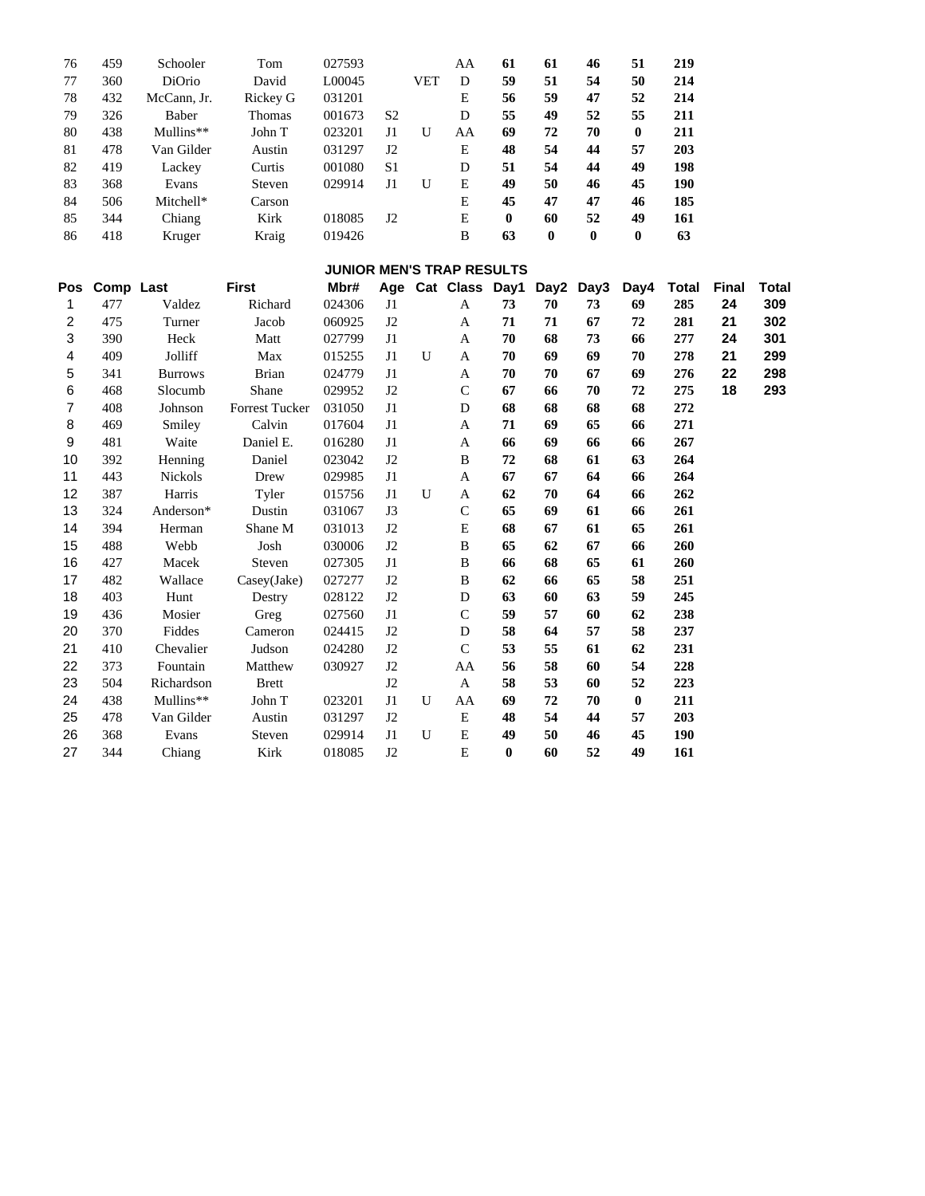| | | | | | | | | | | | | |
|---|---|---|---|---|---|---|---|---|---|---|---|---|
| 76 | 459 | Schooler | Tom | 027593 | | | AA | 61 | 61 | 46 | 51 | 219 |
| 77 | 360 | DiOrio | David | L00045 | | VET | D | 59 | 51 | 54 | 50 | 214 |
| 78 | 432 | McCann, Jr. | Rickey G | 031201 | | | E | 56 | 59 | 47 | 52 | 214 |
| 79 | 326 | Baber | Thomas | 001673 | S2 | | D | 55 | 49 | 52 | 55 | 211 |
| 80 | 438 | Mullins** | John T | 023201 | J1 | U | AA | 69 | 72 | 70 | 0 | 211 |
| 81 | 478 | Van Gilder | Austin | 031297 | J2 | | E | 48 | 54 | 44 | 57 | 203 |
| 82 | 419 | Lackey | Curtis | 001080 | S1 | | D | 51 | 54 | 44 | 49 | 198 |
| 83 | 368 | Evans | Steven | 029914 | J1 | U | E | 49 | 50 | 46 | 45 | 190 |
| 84 | 506 | Mitchell* | Carson | | | | E | 45 | 47 | 47 | 46 | 185 |
| 85 | 344 | Chiang | Kirk | 018085 | J2 | | E | 0 | 60 | 52 | 49 | 161 |
| 86 | 418 | Kruger | Kraig | 019426 | | | B | 63 | 0 | 0 | 0 | 63 |

## JUNIOR MEN'S TRAP RESULTS

| Pos | Comp | Last | First | Mbr# | Age | Cat | Class | Day1 | Day2 | Day3 | Day4 | Total | Final | Total |
|---|---|---|---|---|---|---|---|---|---|---|---|---|---|---|
| 1 | 477 | Valdez | Richard | 024306 | J1 | | A | 73 | 70 | 73 | 69 | 285 | 24 | 309 |
| 2 | 475 | Turner | Jacob | 060925 | J2 | | A | 71 | 71 | 67 | 72 | 281 | 21 | 302 |
| 3 | 390 | Heck | Matt | 027799 | J1 | | A | 70 | 68 | 73 | 66 | 277 | 24 | 301 |
| 4 | 409 | Jolliff | Max | 015255 | J1 | U | A | 70 | 69 | 69 | 70 | 278 | 21 | 299 |
| 5 | 341 | Burrows | Brian | 024779 | J1 | | A | 70 | 70 | 67 | 69 | 276 | 22 | 298 |
| 6 | 468 | Slocumb | Shane | 029952 | J2 | | C | 67 | 66 | 70 | 72 | 275 | 18 | 293 |
| 7 | 408 | Johnson | Forrest Tucker | 031050 | J1 | | D | 68 | 68 | 68 | 68 | 272 | | |
| 8 | 469 | Smiley | Calvin | 017604 | J1 | | A | 71 | 69 | 65 | 66 | 271 | | |
| 9 | 481 | Waite | Daniel E. | 016280 | J1 | | A | 66 | 69 | 66 | 66 | 267 | | |
| 10 | 392 | Henning | Daniel | 023042 | J2 | | B | 72 | 68 | 61 | 63 | 264 | | |
| 11 | 443 | Nickols | Drew | 029985 | J1 | | A | 67 | 67 | 64 | 66 | 264 | | |
| 12 | 387 | Harris | Tyler | 015756 | J1 | U | A | 62 | 70 | 64 | 66 | 262 | | |
| 13 | 324 | Anderson* | Dustin | 031067 | J3 | | C | 65 | 69 | 61 | 66 | 261 | | |
| 14 | 394 | Herman | Shane M | 031013 | J2 | | E | 68 | 67 | 61 | 65 | 261 | | |
| 15 | 488 | Webb | Josh | 030006 | J2 | | B | 65 | 62 | 67 | 66 | 260 | | |
| 16 | 427 | Macek | Steven | 027305 | J1 | | B | 66 | 68 | 65 | 61 | 260 | | |
| 17 | 482 | Wallace | Casey(Jake) | 027277 | J2 | | B | 62 | 66 | 65 | 58 | 251 | | |
| 18 | 403 | Hunt | Destry | 028122 | J2 | | D | 63 | 60 | 63 | 59 | 245 | | |
| 19 | 436 | Mosier | Greg | 027560 | J1 | | C | 59 | 57 | 60 | 62 | 238 | | |
| 20 | 370 | Fiddes | Cameron | 024415 | J2 | | D | 58 | 64 | 57 | 58 | 237 | | |
| 21 | 410 | Chevalier | Judson | 024280 | J2 | | C | 53 | 55 | 61 | 62 | 231 | | |
| 22 | 373 | Fountain | Matthew | 030927 | J2 | | AA | 56 | 58 | 60 | 54 | 228 | | |
| 23 | 504 | Richardson | Brett | | J2 | | A | 58 | 53 | 60 | 52 | 223 | | |
| 24 | 438 | Mullins** | John T | 023201 | J1 | U | AA | 69 | 72 | 70 | 0 | 211 | | |
| 25 | 478 | Van Gilder | Austin | 031297 | J2 | | E | 48 | 54 | 44 | 57 | 203 | | |
| 26 | 368 | Evans | Steven | 029914 | J1 | U | E | 49 | 50 | 46 | 45 | 190 | | |
| 27 | 344 | Chiang | Kirk | 018085 | J2 | | E | 0 | 60 | 52 | 49 | 161 | | |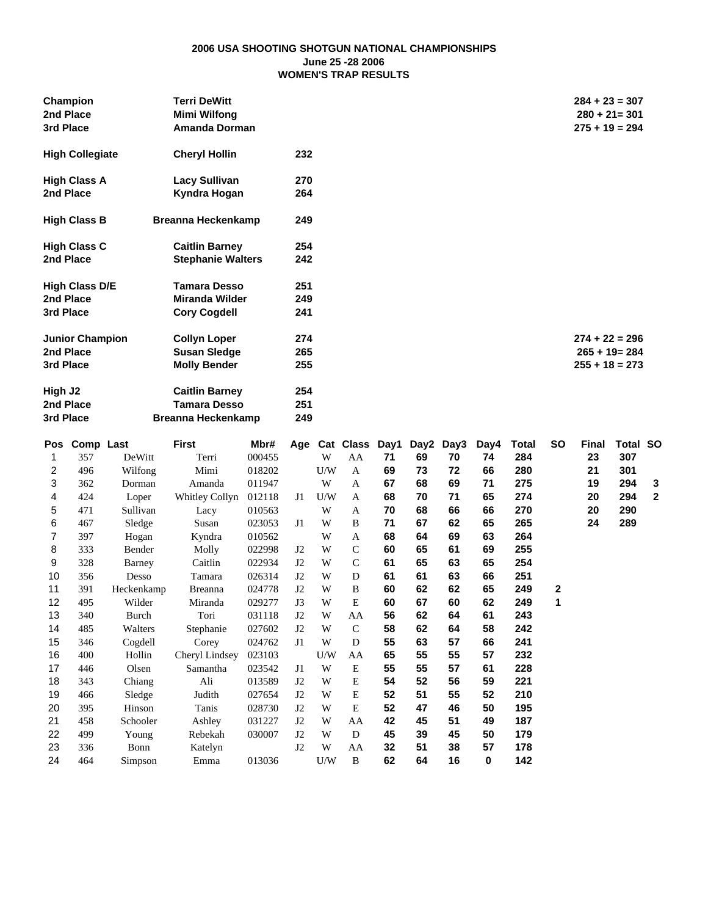# 2006 USA SHOOTING SHOTGUN NATIONAL CHAMPIONSHIPS
## June 25 -28 2006
## WOMEN'S TRAP RESULTS

| | | | |
|---|---|---|---|
| **Champion** | **Terri DeWitt** | | **284 + 23 = 307** |
| **2nd Place** | **Mimi Wilfong** | | **280 + 21= 301** |
| **3rd Place** | **Amanda Dorman** | | **275 + 19 = 294** |
| **High Collegiate** | **Cheryl Hollin** | **232** | |
| **High Class A** | **Lacy Sullivan** | **270** | |
| **2nd Place** | **Kyndra Hogan** | **264** | |
| **High Class B** | **Breanna Heckenkamp** | **249** | |
| **High Class C** | **Caitlin Barney** | **254** | |
| **2nd Place** | **Stephanie Walters** | **242** | |
| **High Class D/E** | **Tamara Desso** | **251** | |
| **2nd Place** | **Miranda Wilder** | **249** | |
| **3rd Place** | **Cory Cogdell** | **241** | |
| **Junior Champion** | **Collyn Loper** | **274** | **274 + 22 = 296** |
| **2nd Place** | **Susan Sledge** | **265** | **265 + 19= 284** |
| **3rd Place** | **Molly Bender** | **255** | **255 + 18 = 273** |
| **High J2** | **Caitlin Barney** | **254** | |
| **2nd Place** | **Tamara Desso** | **251** | |
| **3rd Place** | **Breanna Heckenkamp** | **249** | |

| Pos | Comp | Last | First | Mbr# | Age | Cat | Class | Day1 | Day2 | Day3 | Day4 | Total | SO | Final | Total | SO |
|---|---|---|---|---|---|---|---|---|---|---|---|---|---|---|---|---|
| 1 | 357 | DeWitt | Terri | 000455 | | W | AA | 71 | 69 | 70 | 74 | 284 | | 23 | 307 | |
| 2 | 496 | Wilfong | Mimi | 018202 | | U/W | A | 69 | 73 | 72 | 66 | 280 | | 21 | 301 | |
| 3 | 362 | Dorman | Amanda | 011947 | | W | A | 67 | 68 | 69 | 71 | 275 | | 19 | 294 | 3 |
| 4 | 424 | Loper | Whitley Collyn | 012118 | J1 | U/W | A | 68 | 70 | 71 | 65 | 274 | | 20 | 294 | 2 |
| 5 | 471 | Sullivan | Lacy | 010563 | | W | A | 70 | 68 | 66 | 66 | 270 | | 20 | 290 | |
| 6 | 467 | Sledge | Susan | 023053 | J1 | W | B | 71 | 67 | 62 | 65 | 265 | | 24 | 289 | |
| 7 | 397 | Hogan | Kyndra | 010562 | | W | A | 68 | 64 | 69 | 63 | 264 | | | | |
| 8 | 333 | Bender | Molly | 022998 | J2 | W | C | 60 | 65 | 61 | 69 | 255 | | | | |
| 9 | 328 | Barney | Caitlin | 022934 | J2 | W | C | 61 | 65 | 63 | 65 | 254 | | | | |
| 10 | 356 | Desso | Tamara | 026314 | J2 | W | D | 61 | 61 | 63 | 66 | 251 | | | | |
| 11 | 391 | Heckenkamp | Breanna | 024778 | J2 | W | B | 60 | 62 | 62 | 65 | 249 | 2 | | | |
| 12 | 495 | Wilder | Miranda | 029277 | J3 | W | E | 60 | 67 | 60 | 62 | 249 | 1 | | | |
| 13 | 340 | Burch | Tori | 031118 | J2 | W | AA | 56 | 62 | 64 | 61 | 243 | | | | |
| 14 | 485 | Walters | Stephanie | 027602 | J2 | W | C | 58 | 62 | 64 | 58 | 242 | | | | |
| 15 | 346 | Cogdell | Corey | 024762 | J1 | W | D | 55 | 63 | 57 | 66 | 241 | | | | |
| 16 | 400 | Hollin | Cheryl Lindsey | 023103 | | U/W | AA | 65 | 55 | 55 | 57 | 232 | | | | |
| 17 | 446 | Olsen | Samantha | 023542 | J1 | W | E | 55 | 55 | 57 | 61 | 228 | | | | |
| 18 | 343 | Chiang | Ali | 013589 | J2 | W | E | 54 | 52 | 56 | 59 | 221 | | | | |
| 19 | 466 | Sledge | Judith | 027654 | J2 | W | E | 52 | 51 | 55 | 52 | 210 | | | | |
| 20 | 395 | Hinson | Tanis | 028730 | J2 | W | E | 52 | 47 | 46 | 50 | 195 | | | | |
| 21 | 458 | Schooler | Ashley | 031227 | J2 | W | AA | 42 | 45 | 51 | 49 | 187 | | | | |
| 22 | 499 | Young | Rebekah | 030007 | J2 | W | D | 45 | 39 | 45 | 50 | 179 | | | | |
| 23 | 336 | Bonn | Katelyn | | J2 | W | AA | 32 | 51 | 38 | 57 | 178 | | | | |
| 24 | 464 | Simpson | Emma | 013036 | | U/W | B | 62 | 64 | 16 | 0 | 142 | | | | |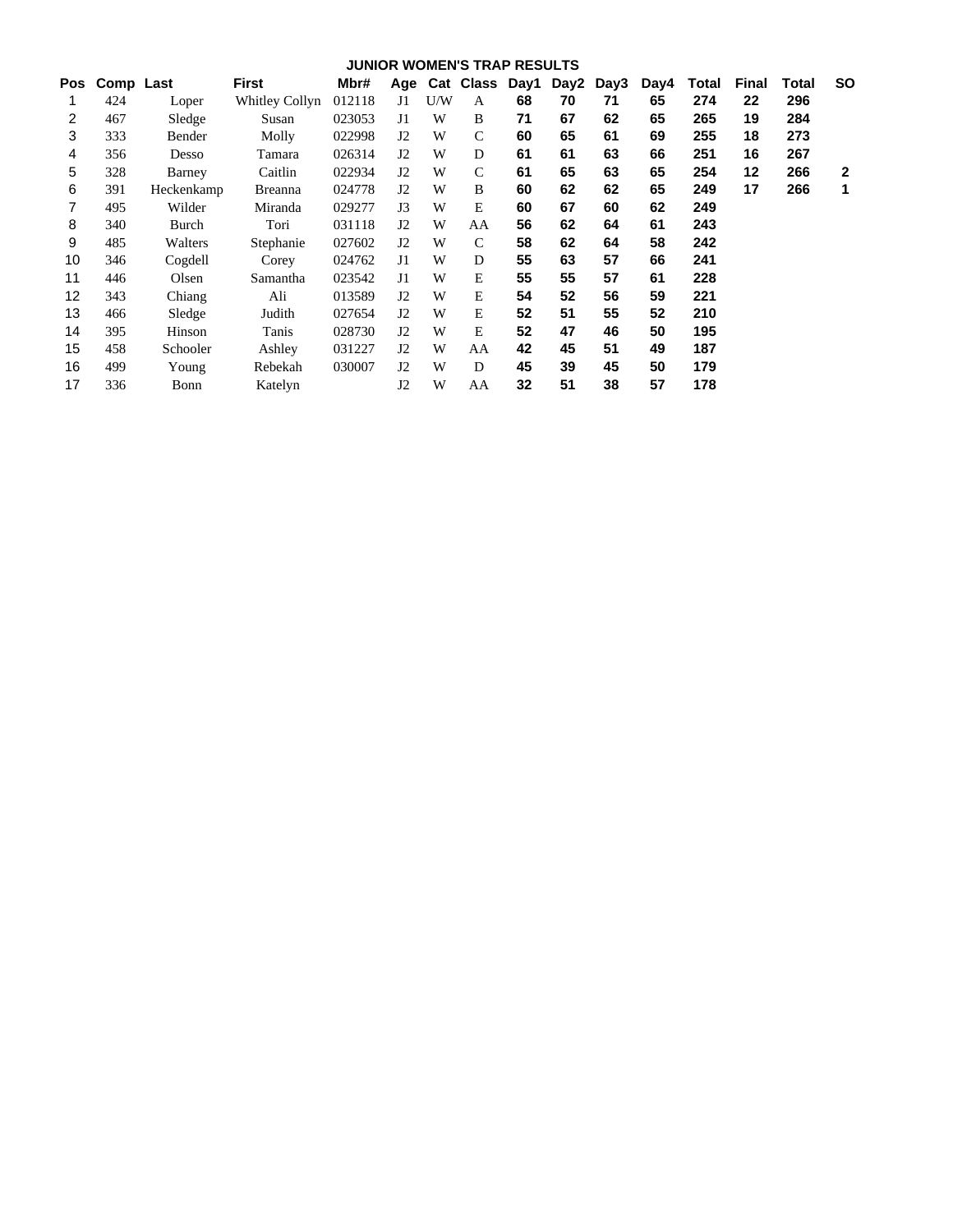## JUNIOR WOMEN'S TRAP RESULTS

| Pos | Comp | Last | First | Mbr# | Age | Cat | Class | Day1 | Day2 | Day3 | Day4 | Total | Final | Total | SO |
|---|---|---|---|---|---|---|---|---|---|---|---|---|---|---|---|
| 1 | 424 | Loper | Whitley Collyn | 012118 | J1 | U/W | A | 68 | 70 | 71 | 65 | 274 | 22 | 296 | |
| 2 | 467 | Sledge | Susan | 023053 | J1 | W | B | 71 | 67 | 62 | 65 | 265 | 19 | 284 | |
| 3 | 333 | Bender | Molly | 022998 | J2 | W | C | 60 | 65 | 61 | 69 | 255 | 18 | 273 | |
| 4 | 356 | Desso | Tamara | 026314 | J2 | W | D | 61 | 61 | 63 | 66 | 251 | 16 | 267 | |
| 5 | 328 | Barney | Caitlin | 022934 | J2 | W | C | 61 | 65 | 63 | 65 | 254 | 12 | 266 | 2 |
| 6 | 391 | Heckenkamp | Breanna | 024778 | J2 | W | B | 60 | 62 | 62 | 65 | 249 | 17 | 266 | 1 |
| 7 | 495 | Wilder | Miranda | 029277 | J3 | W | E | 60 | 67 | 60 | 62 | 249 | | | |
| 8 | 340 | Burch | Tori | 031118 | J2 | W | AA | 56 | 62 | 64 | 61 | 243 | | | |
| 9 | 485 | Walters | Stephanie | 027602 | J2 | W | C | 58 | 62 | 64 | 58 | 242 | | | |
| 10 | 346 | Cogdell | Corey | 024762 | J1 | W | D | 55 | 63 | 57 | 66 | 241 | | | |
| 11 | 446 | Olsen | Samantha | 023542 | J1 | W | E | 55 | 55 | 57 | 61 | 228 | | | |
| 12 | 343 | Chiang | Ali | 013589 | J2 | W | E | 54 | 52 | 56 | 59 | 221 | | | |
| 13 | 466 | Sledge | Judith | 027654 | J2 | W | E | 52 | 51 | 55 | 52 | 210 | | | |
| 14 | 395 | Hinson | Tanis | 028730 | J2 | W | E | 52 | 47 | 46 | 50 | 195 | | | |
| 15 | 458 | Schooler | Ashley | 031227 | J2 | W | AA | 42 | 45 | 51 | 49 | 187 | | | |
| 16 | 499 | Young | Rebekah | 030007 | J2 | W | D | 45 | 39 | 45 | 50 | 179 | | | |
| 17 | 336 | Bonn | Katelyn | | J2 | W | AA | 32 | 51 | 38 | 57 | 178 | | | |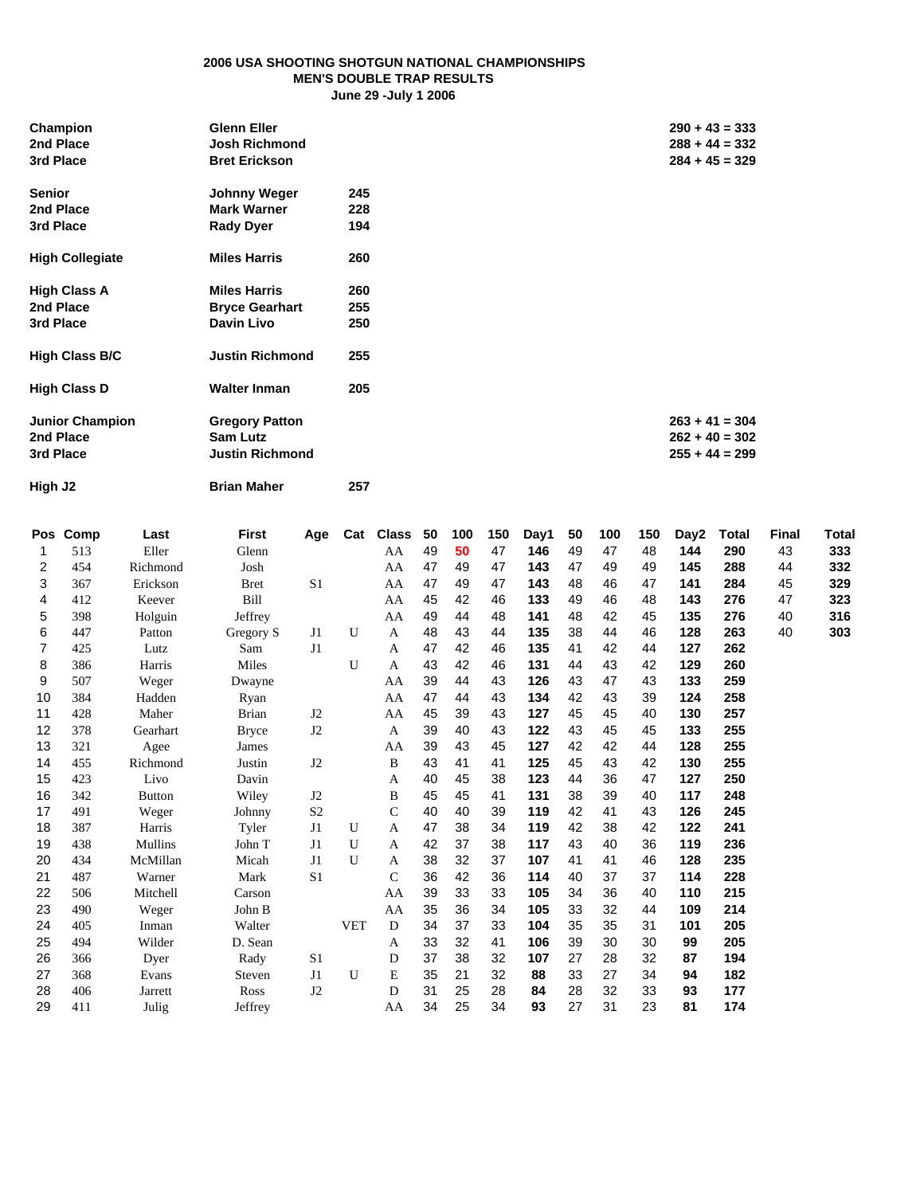# 2006 USA SHOOTING SHOTGUN NATIONAL CHAMPIONSHIPS
## MEN'S DOUBLE TRAP RESULTS
### June 29 -July 1 2006

| | | | |
|---|---|---|---|
| **Champion** | **Glenn Eller** | | **290 + 43 = 333** |
| **2nd Place** | **Josh Richmond** | | **288 + 44 = 332** |
| **3rd Place** | **Bret Erickson** | | **284 + 45 = 329** |
| **Senior** | **Johnny Weger** | **245** | |
| **2nd Place** | **Mark Warner** | **228** | |
| **3rd Place** | **Rady Dyer** | **194** | |
| **High Collegiate** | **Miles Harris** | **260** | |
| **High Class A** | **Miles Harris** | **260** | |
| **2nd Place** | **Bryce Gearhart** | **255** | |
| **3rd Place** | **Davin Livo** | **250** | |
| **High Class B/C** | **Justin Richmond** | **255** | |
| **High Class D** | **Walter Inman** | **205** | |
| **Junior Champion** | **Gregory Patton** | | **263 + 41 = 304** |
| **2nd Place** | **Sam Lutz** | | **262 + 40 = 302** |
| **3rd Place** | **Justin Richmond** | | **255 + 44 = 299** |
| **High J2** | **Brian Maher** | **257** | |

| Pos | Comp | Last | First | Age | Cat | Class | 50 | 100 | 150 | Day1 | 50 | 100 | 150 | Day2 | Total | Final | Total |
|---|---|---|---|---|---|---|---|---|---|---|---|---|---|---|---|---|---|
| 1 | 513 | Eller | Glenn | | | AA | 49 | 50 | 47 | **146** | 49 | 47 | 48 | **144** | **290** | 43 | **333** |
| 2 | 454 | Richmond | Josh | | | AA | 47 | 49 | 47 | **143** | 47 | 49 | 49 | **145** | **288** | 44 | **332** |
| 3 | 367 | Erickson | Bret | S1 | | AA | 47 | 49 | 47 | **143** | 48 | 46 | 47 | **141** | **284** | 45 | **329** |
| 4 | 412 | Keever | Bill | | | AA | 45 | 42 | 46 | **133** | 49 | 46 | 48 | **143** | **276** | 47 | **323** |
| 5 | 398 | Holguin | Jeffrey | | | AA | 49 | 44 | 48 | **141** | 48 | 42 | 45 | **135** | **276** | 40 | **316** |
| 6 | 447 | Patton | Gregory S | J1 | U | A | 48 | 43 | 44 | **135** | 38 | 44 | 46 | **128** | **263** | 40 | **303** |
| 7 | 425 | Lutz | Sam | J1 | | A | 47 | 42 | 46 | **135** | 41 | 42 | 44 | **127** | **262** | | |
| 8 | 386 | Harris | Miles | | U | A | 43 | 42 | 46 | **131** | 44 | 43 | 42 | **129** | **260** | | |
| 9 | 507 | Weger | Dwayne | | | AA | 39 | 44 | 43 | **126** | 43 | 47 | 43 | **133** | **259** | | |
| 10 | 384 | Hadden | Ryan | | | AA | 47 | 44 | 43 | **134** | 42 | 43 | 39 | **124** | **258** | | |
| 11 | 428 | Maher | Brian | J2 | | AA | 45 | 39 | 43 | **127** | 45 | 45 | 40 | **130** | **257** | | |
| 12 | 378 | Gearhart | Bryce | J2 | | A | 39 | 40 | 43 | **122** | 43 | 45 | 45 | **133** | **255** | | |
| 13 | 321 | Agee | James | | | AA | 39 | 43 | 45 | **127** | 42 | 42 | 44 | **128** | **255** | | |
| 14 | 455 | Richmond | Justin | J2 | | B | 43 | 41 | 41 | **125** | 45 | 43 | 42 | **130** | **255** | | |
| 15 | 423 | Livo | Davin | | | A | 40 | 45 | 38 | **123** | 44 | 36 | 47 | **127** | **250** | | |
| 16 | 342 | Button | Wiley | J2 | | B | 45 | 45 | 41 | **131** | 38 | 39 | 40 | **117** | **248** | | |
| 17 | 491 | Weger | Johnny | S2 | | C | 40 | 40 | 39 | **119** | 42 | 41 | 43 | **126** | **245** | | |
| 18 | 387 | Harris | Tyler | J1 | U | A | 47 | 38 | 34 | **119** | 42 | 38 | 42 | **122** | **241** | | |
| 19 | 438 | Mullins | John T | J1 | U | A | 42 | 37 | 38 | **117** | 43 | 40 | 36 | **119** | **236** | | |
| 20 | 434 | McMillan | Micah | J1 | U | A | 38 | 32 | 37 | **107** | 41 | 41 | 46 | **128** | **235** | | |
| 21 | 487 | Warner | Mark | S1 | | C | 36 | 42 | 36 | **114** | 40 | 37 | 37 | **114** | **228** | | |
| 22 | 506 | Mitchell | Carson | | | AA | 39 | 33 | 33 | **105** | 34 | 36 | 40 | **110** | **215** | | |
| 23 | 490 | Weger | John B | | | AA | 35 | 36 | 34 | **105** | 33 | 32 | 44 | **109** | **214** | | |
| 24 | 405 | Inman | Walter | | VET | D | 34 | 37 | 33 | **104** | 35 | 35 | 31 | **101** | **205** | | |
| 25 | 494 | Wilder | D. Sean | | | A | 33 | 32 | 41 | **106** | 39 | 30 | 30 | **99** | **205** | | |
| 26 | 366 | Dyer | Rady | S1 | | D | 37 | 38 | 32 | **107** | 27 | 28 | 32 | **87** | **194** | | |
| 27 | 368 | Evans | Steven | J1 | U | E | 35 | 21 | 32 | **88** | 33 | 27 | 34 | **94** | **182** | | |
| 28 | 406 | Jarrett | Ross | J2 | | D | 31 | 25 | 28 | **84** | 28 | 32 | 33 | **93** | **177** | | |
| 29 | 411 | Julig | Jeffrey | | | AA | 34 | 25 | 34 | **93** | 27 | 31 | 23 | **81** | **174** | | |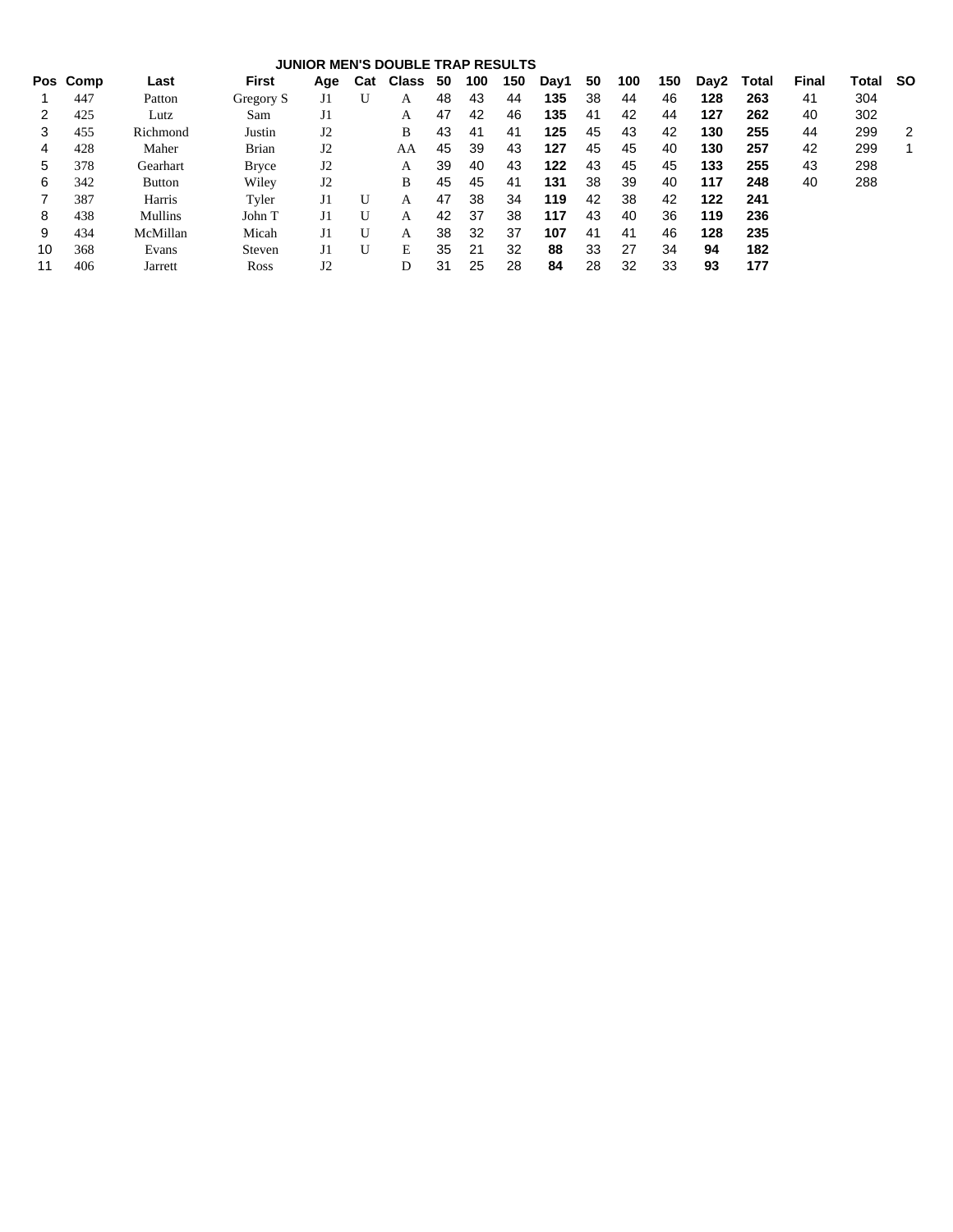# JUNIOR MEN'S DOUBLE TRAP RESULTS

| Pos | Comp | Last | First | Age | Cat | Class | 50 | 100 | 150 | Day1 | 50 | 100 | 150 | Day2 | Total | Final | Total | SO |
|---|---|---|---|---|---|---|---|---|---|---|---|---|---|---|---|---|---|---|
| 1 | 447 | Patton | Gregory S | J1 | U | A | 48 | 43 | 44 | **135** | 38 | 44 | 46 | **128** | **263** | 41 | 304 | |
| 2 | 425 | Lutz | Sam | J1 | | A | 47 | 42 | 46 | **135** | 41 | 42 | 44 | **127** | **262** | 40 | 302 | |
| 3 | 455 | Richmond | Justin | J2 | | B | 43 | 41 | 41 | **125** | 45 | 43 | 42 | **130** | **255** | 44 | 299 | 2 |
| 4 | 428 | Maher | Brian | J2 | | AA | 45 | 39 | 43 | **127** | 45 | 45 | 40 | **130** | **257** | 42 | 299 | 1 |
| 5 | 378 | Gearhart | Bryce | J2 | | A | 39 | 40 | 43 | **122** | 43 | 45 | 45 | **133** | **255** | 43 | 298 | |
| 6 | 342 | Button | Wiley | J2 | | B | 45 | 45 | 41 | **131** | 38 | 39 | 40 | **117** | **248** | 40 | 288 | |
| 7 | 387 | Harris | Tyler | J1 | U | A | 47 | 38 | 34 | **119** | 42 | 38 | 42 | **122** | **241** | | | |
| 8 | 438 | Mullins | John T | J1 | U | A | 42 | 37 | 38 | **117** | 43 | 40 | 36 | **119** | **236** | | | |
| 9 | 434 | McMillan | Micah | J1 | U | A | 38 | 32 | 37 | **107** | 41 | 41 | 46 | **128** | **235** | | | |
| 10 | 368 | Evans | Steven | J1 | U | E | 35 | 21 | 32 | **88** | 33 | 27 | 34 | **94** | **182** | | | |
| 11 | 406 | Jarrett | Ross | J2 | | D | 31 | 25 | 28 | **84** | 28 | 32 | 33 | **93** | **177** | | | |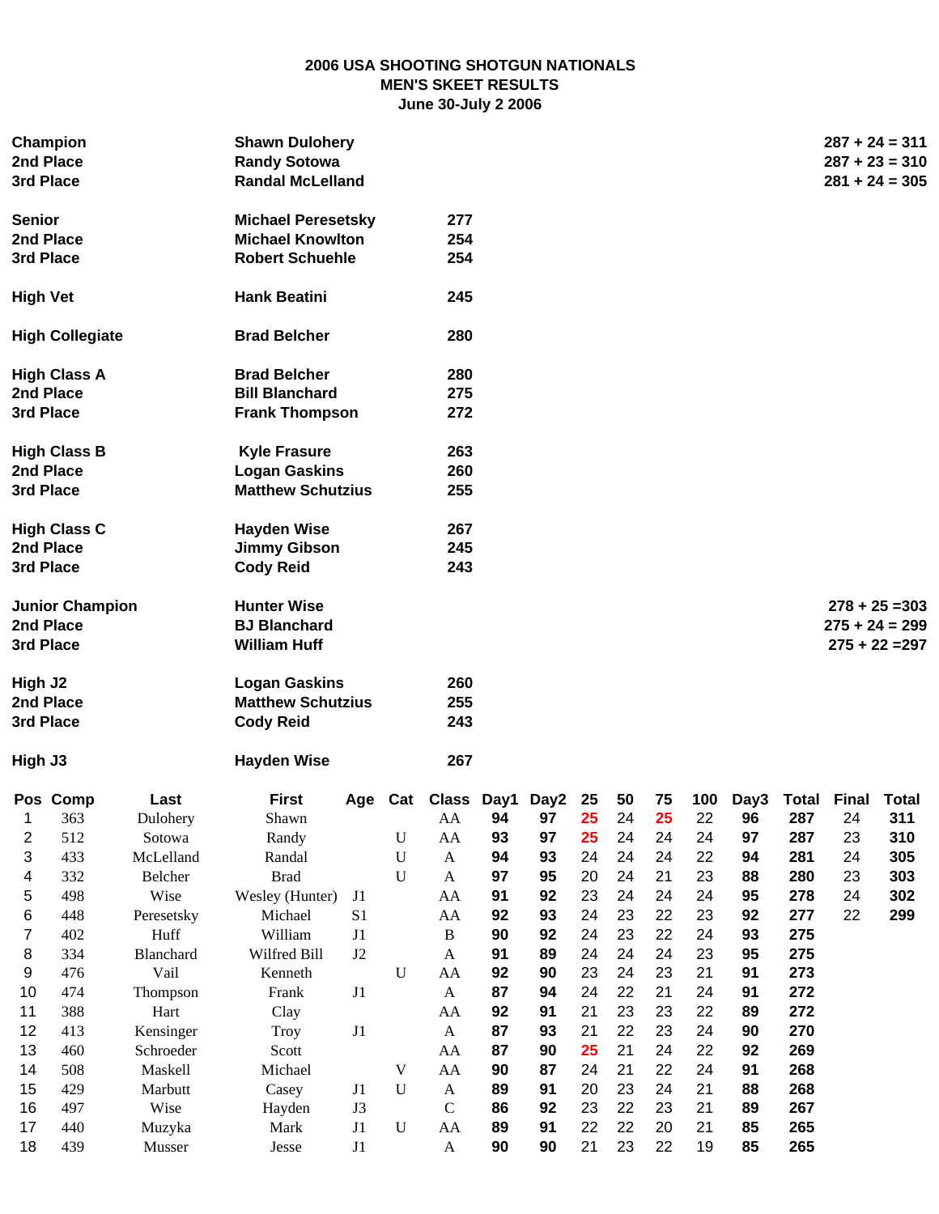**2006 USA SHOOTING SHOTGUN NATIONALS**
**MEN'S SKEET RESULTS**
**June 30-July 2 2006**

| | | | |
|---|---|---|---|
| **Champion** | **Shawn Dulohery** | | **287 + 24 = 311** |
| **2nd Place** | **Randy Sotowa** | | **287 + 23 = 310** |
| **3rd Place** | **Randal McLelland** | | **281 + 24 = 305** |
| | | | |
| **Senior** | **Michael Peresetsky** | **277** | |
| **2nd Place** | **Michael Knowlton** | **254** | |
| **3rd Place** | **Robert Schuehle** | **254** | |
| | | | |
| **High Vet** | **Hank Beatini** | **245** | |
| | | | |
| **High Collegiate** | **Brad Belcher** | **280** | |
| | | | |
| **High Class A** | **Brad Belcher** | **280** | |
| **2nd Place** | **Bill Blanchard** | **275** | |
| **3rd Place** | **Frank Thompson** | **272** | |
| | | | |
| **High Class B** | **Kyle Frasure** | **263** | |
| **2nd Place** | **Logan Gaskins** | **260** | |
| **3rd Place** | **Matthew Schutzius** | **255** | |
| | | | |
| **High Class C** | **Hayden Wise** | **267** | |
| **2nd Place** | **Jimmy Gibson** | **245** | |
| **3rd Place** | **Cody Reid** | **243** | |
| | | | |
| **Junior Champion** | **Hunter Wise** | | **278 + 25 =303** |
| **2nd Place** | **BJ Blanchard** | | **275 + 24 = 299** |
| **3rd Place** | **William Huff** | | **275 + 22 =297** |
| | | | |
| **High J2** | **Logan Gaskins** | **260** | |
| **2nd Place** | **Matthew Schutzius** | **255** | |
| **3rd Place** | **Cody Reid** | **243** | |
| | | | |
| **High J3** | **Hayden Wise** | **267** | |

| Pos | Comp | Last | First | Age | Cat | Class | Day1 | Day2 | 25 | 50 | 75 | 100 | Day3 | Total | Final | Total |
|---|---|---|---|---|---|---|---|---|---|---|---|---|---|---|---|---|
| 1 | 363 | Dulohery | Shawn | | | AA | **94** | **97** | 25 | 24 | 25 | 22 | **96** | **287** | 24 | **311** |
| 2 | 512 | Sotowa | Randy | | U | AA | **93** | **97** | 25 | 24 | 24 | 24 | **97** | **287** | 23 | **310** |
| 3 | 433 | McLelland | Randal | | U | A | **94** | **93** | 24 | 24 | 24 | 22 | **94** | **281** | 24 | **305** |
| 4 | 332 | Belcher | Brad | | U | A | **97** | **95** | 20 | 24 | 21 | 23 | **88** | **280** | 23 | **303** |
| 5 | 498 | Wise | Wesley (Hunter) | J1 | | AA | **91** | **92** | 23 | 24 | 24 | 24 | **95** | **278** | 24 | **302** |
| 6 | 448 | Peresetsky | Michael | S1 | | AA | **92** | **93** | 24 | 23 | 22 | 23 | **92** | **277** | 22 | **299** |
| 7 | 402 | Huff | William | J1 | | B | **90** | **92** | 24 | 23 | 22 | 24 | **93** | **275** | | |
| 8 | 334 | Blanchard | Wilfred Bill | J2 | | A | **91** | **89** | 24 | 24 | 24 | 23 | **95** | **275** | | |
| 9 | 476 | Vail | Kenneth | | U | AA | **92** | **90** | 23 | 24 | 23 | 21 | **91** | **273** | | |
| 10 | 474 | Thompson | Frank | J1 | | A | **87** | **94** | 24 | 22 | 21 | 24 | **91** | **272** | | |
| 11 | 388 | Hart | Clay | | | AA | **92** | **91** | 21 | 23 | 23 | 22 | **89** | **272** | | |
| 12 | 413 | Kensinger | Troy | J1 | | A | **87** | **93** | 21 | 22 | 23 | 24 | **90** | **270** | | |
| 13 | 460 | Schroeder | Scott | | | AA | **87** | **90** | 25 | 21 | 24 | 22 | **92** | **269** | | |
| 14 | 508 | Maskell | Michael | | V | AA | **90** | **87** | 24 | 21 | 22 | 24 | **91** | **268** | | |
| 15 | 429 | Marbutt | Casey | J1 | U | A | **89** | **91** | 20 | 23 | 24 | 21 | **88** | **268** | | |
| 16 | 497 | Wise | Hayden | J3 | | C | **86** | **92** | 23 | 22 | 23 | 21 | **89** | **267** | | |
| 17 | 440 | Muzyka | Mark | J1 | U | AA | **89** | **91** | 22 | 22 | 20 | 21 | **85** | **265** | | |
| 18 | 439 | Musser | Jesse | J1 | | A | **90** | **90** | 21 | 23 | 22 | 19 | **85** | **265** | | |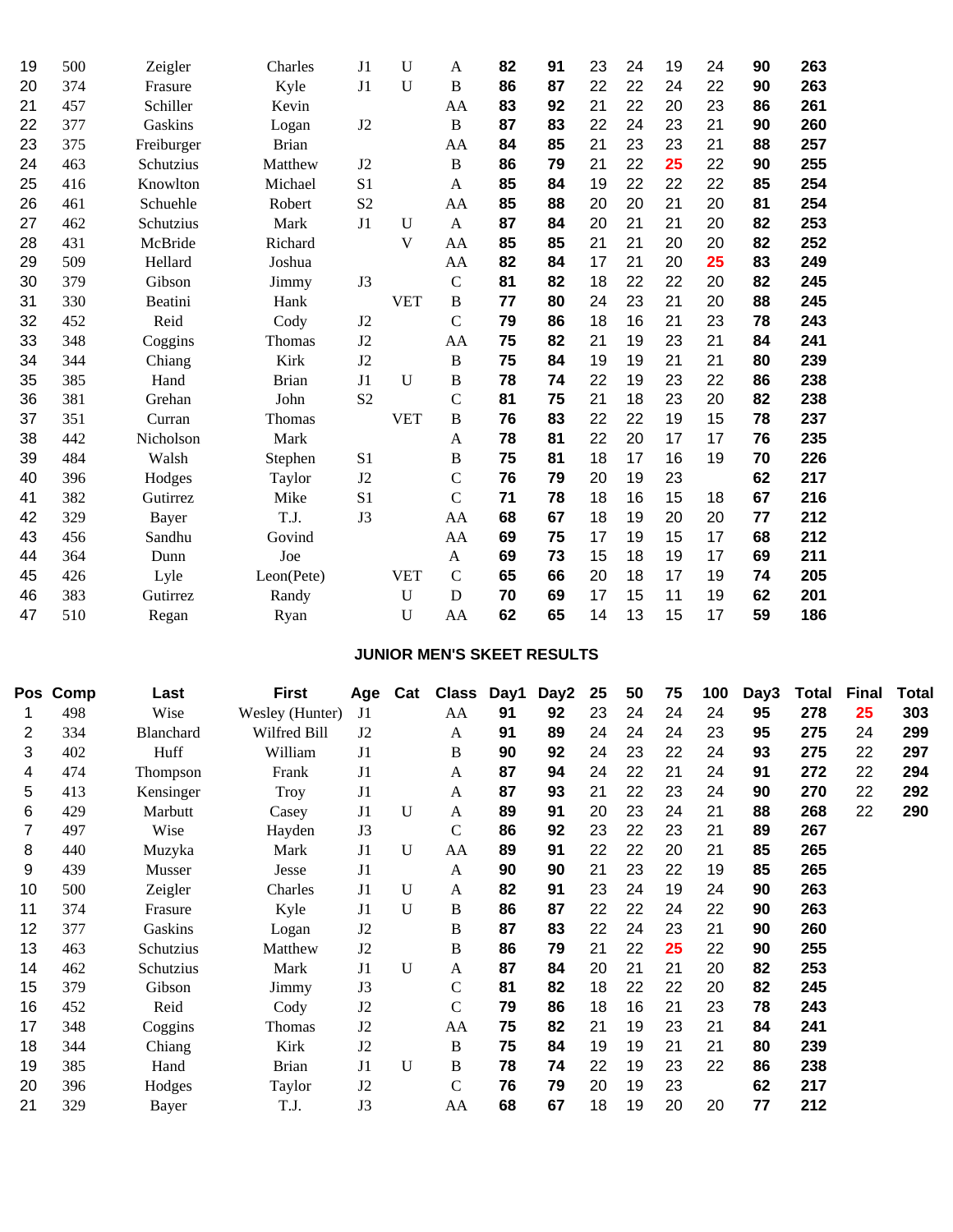| Pos | Comp | Last | First | Age | Cat | Class | Day1 | Day2 | 25 | 50 | 75 | 100 | Day3 | Total |
|---|---|---|---|---|---|---|---|---|---|---|---|---|---|---|
| 19 | 500 | Zeigler | Charles | J1 | U | A | **82** | **91** | 23 | 24 | 19 | 24 | **90** | **263** |
| 20 | 374 | Frasure | Kyle | J1 | U | B | **86** | **87** | 22 | 22 | 24 | 22 | **90** | **263** |
| 21 | 457 | Schiller | Kevin | | | AA | **83** | **92** | 21 | 22 | 20 | 23 | **86** | **261** |
| 22 | 377 | Gaskins | Logan | J2 | | B | **87** | **83** | 22 | 24 | 23 | 21 | **90** | **260** |
| 23 | 375 | Freiburger | Brian | | | AA | **84** | **85** | 21 | 23 | 23 | 21 | **88** | **257** |
| 24 | 463 | Schutzius | Matthew | J2 | | B | **86** | **79** | 21 | 22 | **25** | 22 | **90** | **255** |
| 25 | 416 | Knowlton | Michael | S1 | | A | **85** | **84** | 19 | 22 | 22 | 22 | **85** | **254** |
| 26 | 461 | Schuehle | Robert | S2 | | AA | **85** | **88** | 20 | 20 | 21 | 20 | **81** | **254** |
| 27 | 462 | Schutzius | Mark | J1 | U | A | **87** | **84** | 20 | 21 | 21 | 20 | **82** | **253** |
| 28 | 431 | McBride | Richard | | V | AA | **85** | **85** | 21 | 21 | 20 | 20 | **82** | **252** |
| 29 | 509 | Hellard | Joshua | | | AA | **82** | **84** | 17 | 21 | 20 | **25** | **83** | **249** |
| 30 | 379 | Gibson | Jimmy | J3 | | C | **81** | **82** | 18 | 22 | 22 | 20 | **82** | **245** |
| 31 | 330 | Beatini | Hank | | VET | B | **77** | **80** | 24 | 23 | 21 | 20 | **88** | **245** |
| 32 | 452 | Reid | Cody | J2 | | C | **79** | **86** | 18 | 16 | 21 | 23 | **78** | **243** |
| 33 | 348 | Coggins | Thomas | J2 | | AA | **75** | **82** | 21 | 19 | 23 | 21 | **84** | **241** |
| 34 | 344 | Chiang | Kirk | J2 | | B | **75** | **84** | 19 | 19 | 21 | 21 | **80** | **239** |
| 35 | 385 | Hand | Brian | J1 | U | B | **78** | **74** | 22 | 19 | 23 | 22 | **86** | **238** |
| 36 | 381 | Grehan | John | S2 | | C | **81** | **75** | 21 | 18 | 23 | 20 | **82** | **238** |
| 37 | 351 | Curran | Thomas | | VET | B | **76** | **83** | 22 | 22 | 19 | 15 | **78** | **237** |
| 38 | 442 | Nicholson | Mark | | | A | **78** | **81** | 22 | 20 | 17 | 17 | **76** | **235** |
| 39 | 484 | Walsh | Stephen | S1 | | B | **75** | **81** | 18 | 17 | 16 | 19 | **70** | **226** |
| 40 | 396 | Hodges | Taylor | J2 | | C | **76** | **79** | 20 | 19 | 23 | | **62** | **217** |
| 41 | 382 | Gutirrez | Mike | S1 | | C | **71** | **78** | 18 | 16 | 15 | 18 | **67** | **216** |
| 42 | 329 | Bayer | T.J. | J3 | | AA | **68** | **67** | 18 | 19 | 20 | 20 | **77** | **212** |
| 43 | 456 | Sandhu | Govind | | | AA | **69** | **75** | 17 | 19 | 15 | 17 | **68** | **212** |
| 44 | 364 | Dunn | Joe | | | A | **69** | **73** | 15 | 18 | 19 | 17 | **69** | **211** |
| 45 | 426 | Lyle | Leon(Pete) | | VET | C | **65** | **66** | 20 | 18 | 17 | 19 | **74** | **205** |
| 46 | 383 | Gutirrez | Randy | | U | D | **70** | **69** | 17 | 15 | 11 | 19 | **62** | **201** |
| 47 | 510 | Regan | Ryan | | U | AA | **62** | **65** | 14 | 13 | 15 | 17 | **59** | **186** |

## JUNIOR MEN'S SKEET RESULTS

| Pos | Comp | Last | First | Age | Cat | Class | Day1 | Day2 | 25 | 50 | 75 | 100 | Day3 | Total | Final | Total |
|---|---|---|---|---|---|---|---|---|---|---|---|---|---|---|---|---|
| 1 | 498 | Wise | Wesley (Hunter) | J1 | | AA | **91** | **92** | 23 | 24 | 24 | 24 | **95** | **278** | **25** | **303** |
| 2 | 334 | Blanchard | Wilfred Bill | J2 | | A | **91** | **89** | 24 | 24 | 24 | 23 | **95** | **275** | 24 | **299** |
| 3 | 402 | Huff | William | J1 | | B | **90** | **92** | 24 | 23 | 22 | 24 | **93** | **275** | 22 | **297** |
| 4 | 474 | Thompson | Frank | J1 | | A | **87** | **94** | 24 | 22 | 21 | 24 | **91** | **272** | 22 | **294** |
| 5 | 413 | Kensinger | Troy | J1 | | A | **87** | **93** | 21 | 22 | 23 | 24 | **90** | **270** | 22 | **292** |
| 6 | 429 | Marbutt | Casey | J1 | U | A | **89** | **91** | 20 | 23 | 24 | 21 | **88** | **268** | 22 | **290** |
| 7 | 497 | Wise | Hayden | J3 | | C | **86** | **92** | 23 | 22 | 23 | 21 | **89** | **267** | | |
| 8 | 440 | Muzyka | Mark | J1 | U | AA | **89** | **91** | 22 | 22 | 20 | 21 | **85** | **265** | | |
| 9 | 439 | Musser | Jesse | J1 | | A | **90** | **90** | 21 | 23 | 22 | 19 | **85** | **265** | | |
| 10 | 500 | Zeigler | Charles | J1 | U | A | **82** | **91** | 23 | 24 | 19 | 24 | **90** | **263** | | |
| 11 | 374 | Frasure | Kyle | J1 | U | B | **86** | **87** | 22 | 22 | 24 | 22 | **90** | **263** | | |
| 12 | 377 | Gaskins | Logan | J2 | | B | **87** | **83** | 22 | 24 | 23 | 21 | **90** | **260** | | |
| 13 | 463 | Schutzius | Matthew | J2 | | B | **86** | **79** | 21 | 22 | **25** | 22 | **90** | **255** | | |
| 14 | 462 | Schutzius | Mark | J1 | U | A | **87** | **84** | 20 | 21 | 21 | 20 | **82** | **253** | | |
| 15 | 379 | Gibson | Jimmy | J3 | | C | **81** | **82** | 18 | 22 | 22 | 20 | **82** | **245** | | |
| 16 | 452 | Reid | Cody | J2 | | C | **79** | **86** | 18 | 16 | 21 | 23 | **78** | **243** | | |
| 17 | 348 | Coggins | Thomas | J2 | | AA | **75** | **82** | 21 | 19 | 23 | 21 | **84** | **241** | | |
| 18 | 344 | Chiang | Kirk | J2 | | B | **75** | **84** | 19 | 19 | 21 | 21 | **80** | **239** | | |
| 19 | 385 | Hand | Brian | J1 | U | B | **78** | **74** | 22 | 19 | 23 | 22 | **86** | **238** | | |
| 20 | 396 | Hodges | Taylor | J2 | | C | **76** | **79** | 20 | 19 | 23 | | **62** | **217** | | |
| 21 | 329 | Bayer | T.J. | J3 | | AA | **68** | **67** | 18 | 19 | 20 | 20 | **77** | **212** | | |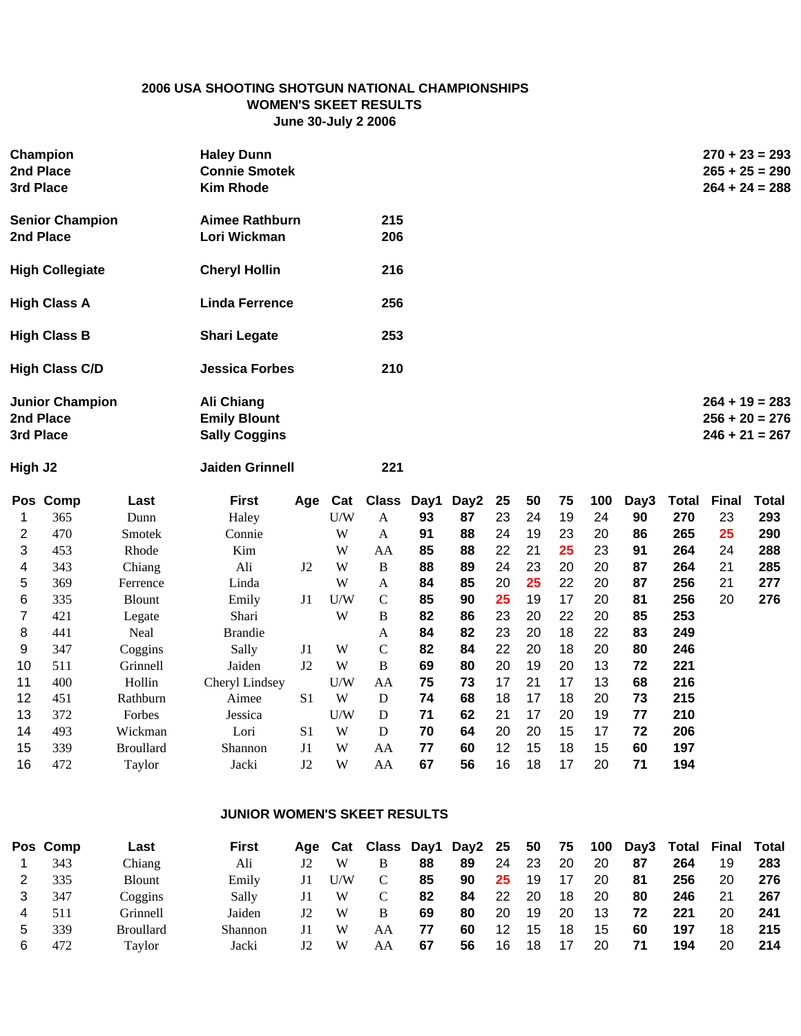**2006 USA SHOOTING SHOTGUN NATIONAL CHAMPIONSHIPS**
**WOMEN'S SKEET RESULTS**
**June 30-July 2 2006**

| | | | |
|---|---|---|---|
| **Champion** | **Haley Dunn** | | **270 + 23 = 293** |
| **2nd Place** | **Connie Smotek** | | **265 + 25 = 290** |
| **3rd Place** | **Kim Rhode** | | **264 + 24 = 288** |
| **Senior Champion** | **Aimee Rathburn** | **215** | |
| **2nd Place** | **Lori Wickman** | **206** | |
| **High Collegiate** | **Cheryl Hollin** | **216** | |
| **High Class A** | **Linda Ferrence** | **256** | |
| **High Class B** | **Shari Legate** | **253** | |
| **High Class C/D** | **Jessica Forbes** | **210** | |
| **Junior Champion** | **Ali Chiang** | | **264 + 19 = 283** |
| **2nd Place** | **Emily Blount** | | **256 + 20 = 276** |
| **3rd Place** | **Sally Coggins** | | **246 + 21 = 267** |
| **High J2** | **Jaiden Grinnell** | **221** | |

| Pos | Comp | Last | First | Age | Cat | Class | Day1 | Day2 | 25 | 50 | 75 | 100 | Day3 | Total | Final | Total |
|---|---|---|---|---|---|---|---|---|---|---|---|---|---|---|---|---|
| 1 | 365 | Dunn | Haley | | U/W | A | **93** | **87** | 23 | 24 | 19 | 24 | **90** | **270** | 23 | **293** |
| 2 | 470 | Smotek | Connie | | W | A | **91** | **88** | 24 | 19 | 23 | 20 | **86** | **265** | **25** | **290** |
| 3 | 453 | Rhode | Kim | | W | AA | **85** | **88** | 22 | 21 | **25** | 23 | **91** | **264** | 24 | **288** |
| 4 | 343 | Chiang | Ali | J2 | W | B | **88** | **89** | 24 | 23 | 20 | 20 | **87** | **264** | 21 | **285** |
| 5 | 369 | Ferrence | Linda | | W | A | **84** | **85** | 20 | **25** | 22 | 20 | **87** | **256** | 21 | **277** |
| 6 | 335 | Blount | Emily | J1 | U/W | C | **85** | **90** | **25** | 19 | 17 | 20 | **81** | **256** | 20 | **276** |
| 7 | 421 | Legate | Shari | | W | B | **82** | **86** | 23 | 20 | 22 | 20 | **85** | **253** | | |
| 8 | 441 | Neal | Brandie | | | A | **84** | **82** | 23 | 20 | 18 | 22 | **83** | **249** | | |
| 9 | 347 | Coggins | Sally | J1 | W | C | **82** | **84** | 22 | 20 | 18 | 20 | **80** | **246** | | |
| 10 | 511 | Grinnell | Jaiden | J2 | W | B | **69** | **80** | 20 | 19 | 20 | 13 | **72** | **221** | | |
| 11 | 400 | Hollin | Cheryl Lindsey | | U/W | AA | **75** | **73** | 17 | 21 | 17 | 13 | **68** | **216** | | |
| 12 | 451 | Rathburn | Aimee | S1 | W | D | **74** | **68** | 18 | 17 | 18 | 20 | **73** | **215** | | |
| 13 | 372 | Forbes | Jessica | | U/W | D | **71** | **62** | 21 | 17 | 20 | 19 | **77** | **210** | | |
| 14 | 493 | Wickman | Lori | S1 | W | D | **70** | **64** | 20 | 20 | 15 | 17 | **72** | **206** | | |
| 15 | 339 | Broullard | Shannon | J1 | W | AA | **77** | **60** | 12 | 15 | 18 | 15 | **60** | **197** | | |
| 16 | 472 | Taylor | Jacki | J2 | W | AA | **67** | **56** | 16 | 18 | 17 | 20 | **71** | **194** | | |

**JUNIOR WOMEN'S SKEET RESULTS**

| Pos | Comp | Last | First | Age | Cat | Class | Day1 | Day2 | 25 | 50 | 75 | 100 | Day3 | Total | Final | Total |
|---|---|---|---|---|---|---|---|---|---|---|---|---|---|---|---|---|
| 1 | 343 | Chiang | Ali | J2 | W | B | **88** | **89** | 24 | 23 | 20 | 20 | **87** | **264** | 19 | **283** |
| 2 | 335 | Blount | Emily | J1 | U/W | C | **85** | **90** | **25** | 19 | 17 | 20 | **81** | **256** | 20 | **276** |
| 3 | 347 | Coggins | Sally | J1 | W | C | **82** | **84** | 22 | 20 | 18 | 20 | **80** | **246** | 21 | **267** |
| 4 | 511 | Grinnell | Jaiden | J2 | W | B | **69** | **80** | 20 | 19 | 20 | 13 | **72** | **221** | 20 | **241** |
| 5 | 339 | Broullard | Shannon | J1 | W | AA | **77** | **60** | 12 | 15 | 18 | 15 | **60** | **197** | 18 | **215** |
| 6 | 472 | Taylor | Jacki | J2 | W | AA | **67** | **56** | 16 | 18 | 17 | 20 | **71** | **194** | 20 | **214** |